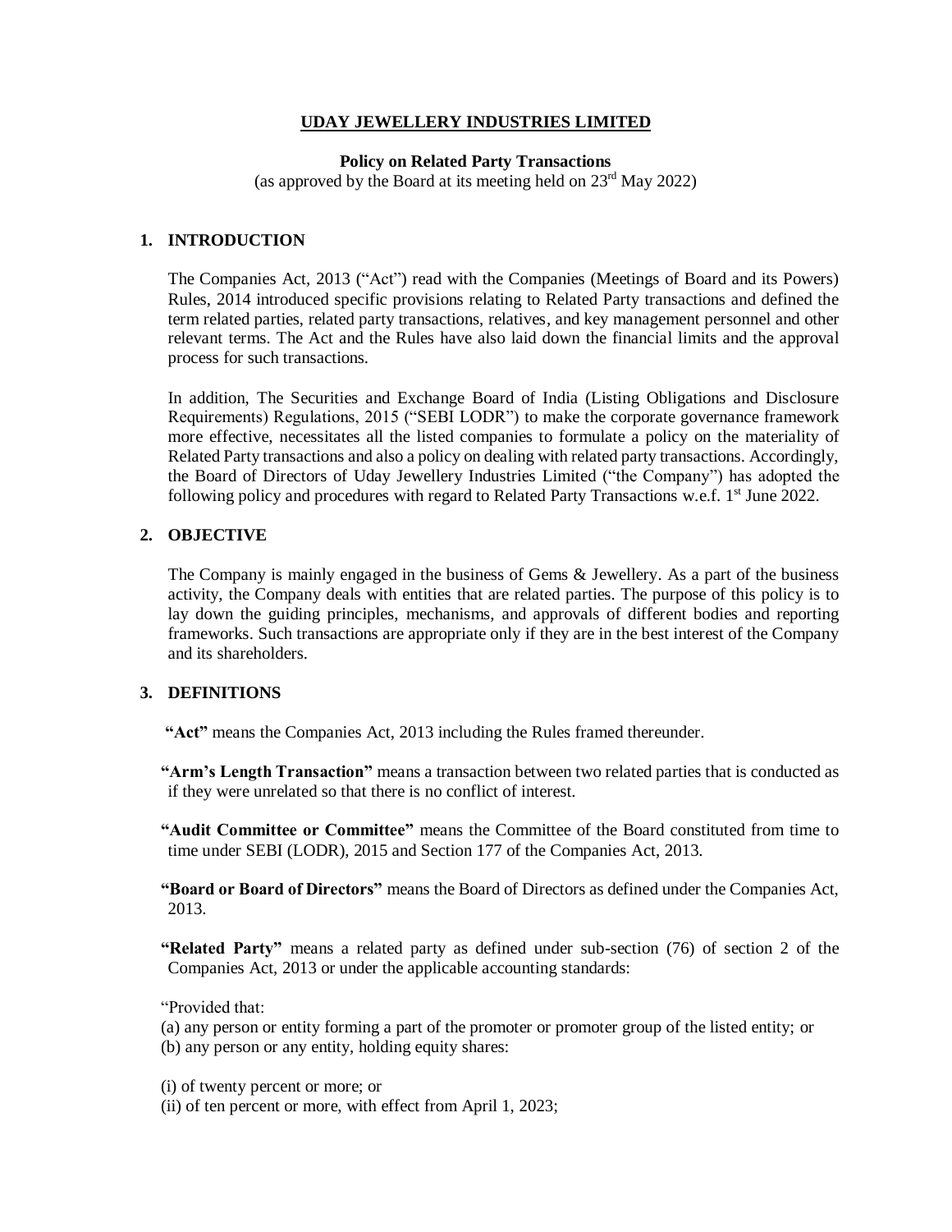# UDAY JEWELLERY INDUSTRIES LIMITED

**Policy on Related Party Transactions**
(as approved by the Board at its meeting held on 23rd May 2022)

## 1. INTRODUCTION

The Companies Act, 2013 ("Act") read with the Companies (Meetings of Board and its Powers) Rules, 2014 introduced specific provisions relating to Related Party transactions and defined the term related parties, related party transactions, relatives, and key management personnel and other relevant terms. The Act and the Rules have also laid down the financial limits and the approval process for such transactions.

In addition, The Securities and Exchange Board of India (Listing Obligations and Disclosure Requirements) Regulations, 2015 ("SEBI LODR") to make the corporate governance framework more effective, necessitates all the listed companies to formulate a policy on the materiality of Related Party transactions and also a policy on dealing with related party transactions. Accordingly, the Board of Directors of Uday Jewellery Industries Limited ("the Company") has adopted the following policy and procedures with regard to Related Party Transactions w.e.f. 1st June 2022.

## 2. OBJECTIVE

The Company is mainly engaged in the business of Gems & Jewellery. As a part of the business activity, the Company deals with entities that are related parties. The purpose of this policy is to lay down the guiding principles, mechanisms, and approvals of different bodies and reporting frameworks. Such transactions are appropriate only if they are in the best interest of the Company and its shareholders.

## 3. DEFINITIONS

**"Act"** means the Companies Act, 2013 including the Rules framed thereunder.

**"Arm's Length Transaction"** means a transaction between two related parties that is conducted as if they were unrelated so that there is no conflict of interest.

**"Audit Committee or Committee"** means the Committee of the Board constituted from time to time under SEBI (LODR), 2015 and Section 177 of the Companies Act, 2013.

**"Board or Board of Directors"** means the Board of Directors as defined under the Companies Act, 2013.

**"Related Party"** means a related party as defined under sub-section (76) of section 2 of the Companies Act, 2013 or under the applicable accounting standards:

"Provided that:

(a) any person or entity forming a part of the promoter or promoter group of the listed entity; or
(b) any person or any entity, holding equity shares:

(i) of twenty percent or more; or
(ii) of ten percent or more, with effect from April 1, 2023;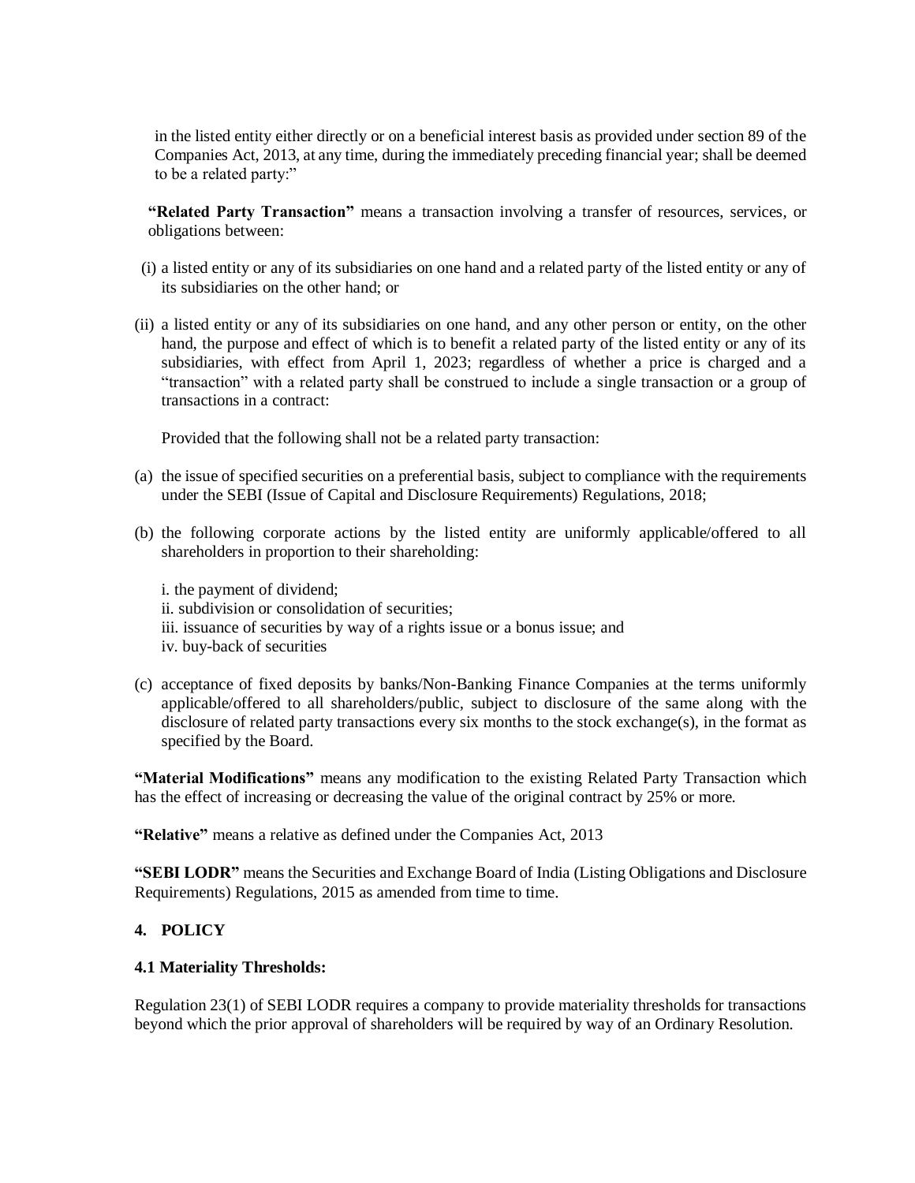in the listed entity either directly or on a beneficial interest basis as provided under section 89 of the Companies Act, 2013, at any time, during the immediately preceding financial year; shall be deemed to be a related party:"

**"Related Party Transaction"** means a transaction involving a transfer of resources, services, or obligations between:

(i) a listed entity or any of its subsidiaries on one hand and a related party of the listed entity or any of its subsidiaries on the other hand; or

(ii) a listed entity or any of its subsidiaries on one hand, and any other person or entity, on the other hand, the purpose and effect of which is to benefit a related party of the listed entity or any of its subsidiaries, with effect from April 1, 2023; regardless of whether a price is charged and a "transaction" with a related party shall be construed to include a single transaction or a group of transactions in a contract:

Provided that the following shall not be a related party transaction:

(a) the issue of specified securities on a preferential basis, subject to compliance with the requirements under the SEBI (Issue of Capital and Disclosure Requirements) Regulations, 2018;

(b) the following corporate actions by the listed entity are uniformly applicable/offered to all shareholders in proportion to their shareholding:

i. the payment of dividend;
ii. subdivision or consolidation of securities;
iii. issuance of securities by way of a rights issue or a bonus issue; and
iv. buy-back of securities

(c) acceptance of fixed deposits by banks/Non-Banking Finance Companies at the terms uniformly applicable/offered to all shareholders/public, subject to disclosure of the same along with the disclosure of related party transactions every six months to the stock exchange(s), in the format as specified by the Board.

**"Material Modifications"** means any modification to the existing Related Party Transaction which has the effect of increasing or decreasing the value of the original contract by 25% or more.

**"Relative"** means a relative as defined under the Companies Act, 2013

**"SEBI LODR"** means the Securities and Exchange Board of India (Listing Obligations and Disclosure Requirements) Regulations, 2015 as amended from time to time.

## 4. POLICY

### 4.1 Materiality Thresholds:

Regulation 23(1) of SEBI LODR requires a company to provide materiality thresholds for transactions beyond which the prior approval of shareholders will be required by way of an Ordinary Resolution.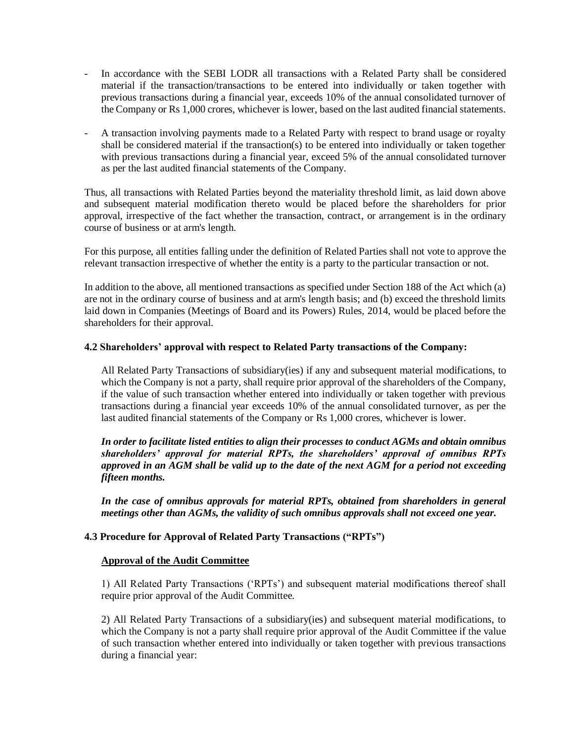- In accordance with the SEBI LODR all transactions with a Related Party shall be considered material if the transaction/transactions to be entered into individually or taken together with previous transactions during a financial year, exceeds 10% of the annual consolidated turnover of the Company or Rs 1,000 crores, whichever is lower, based on the last audited financial statements.

- A transaction involving payments made to a Related Party with respect to brand usage or royalty shall be considered material if the transaction(s) to be entered into individually or taken together with previous transactions during a financial year, exceed 5% of the annual consolidated turnover as per the last audited financial statements of the Company.

Thus, all transactions with Related Parties beyond the materiality threshold limit, as laid down above and subsequent material modification thereto would be placed before the shareholders for prior approval, irrespective of the fact whether the transaction, contract, or arrangement is in the ordinary course of business or at arm's length.

For this purpose, all entities falling under the definition of Related Parties shall not vote to approve the relevant transaction irrespective of whether the entity is a party to the particular transaction or not.

In addition to the above, all mentioned transactions as specified under Section 188 of the Act which (a) are not in the ordinary course of business and at arm's length basis; and (b) exceed the threshold limits laid down in Companies (Meetings of Board and its Powers) Rules, 2014, would be placed before the shareholders for their approval.

**4.2 Shareholders' approval with respect to Related Party transactions of the Company:**

All Related Party Transactions of subsidiary(ies) if any and subsequent material modifications, to which the Company is not a party, shall require prior approval of the shareholders of the Company, if the value of such transaction whether entered into individually or taken together with previous transactions during a financial year exceeds 10% of the annual consolidated turnover, as per the last audited financial statements of the Company or Rs 1,000 crores, whichever is lower.

***In order to facilitate listed entities to align their processes to conduct AGMs and obtain omnibus shareholders' approval for material RPTs, the shareholders' approval of omnibus RPTs approved in an AGM shall be valid up to the date of the next AGM for a period not exceeding fifteen months.***

***In the case of omnibus approvals for material RPTs, obtained from shareholders in general meetings other than AGMs, the validity of such omnibus approvals shall not exceed one year.***

**4.3 Procedure for Approval of Related Party Transactions ("RPTs")**

**Approval of the Audit Committee**

1) All Related Party Transactions ('RPTs') and subsequent material modifications thereof shall require prior approval of the Audit Committee.

2) All Related Party Transactions of a subsidiary(ies) and subsequent material modifications, to which the Company is not a party shall require prior approval of the Audit Committee if the value of such transaction whether entered into individually or taken together with previous transactions during a financial year: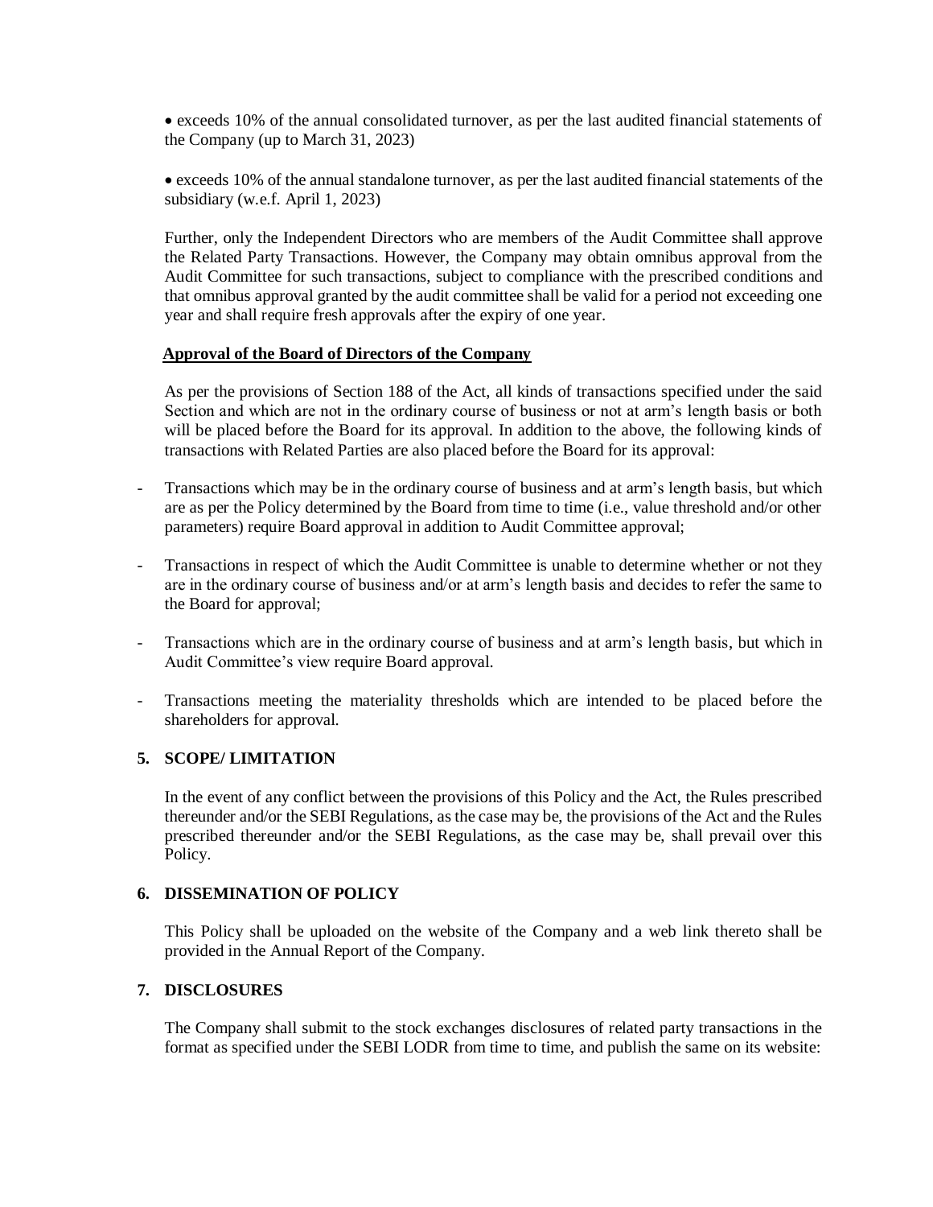- exceeds 10% of the annual consolidated turnover, as per the last audited financial statements of the Company (up to March 31, 2023)

- exceeds 10% of the annual standalone turnover, as per the last audited financial statements of the subsidiary (w.e.f. April 1, 2023)

Further, only the Independent Directors who are members of the Audit Committee shall approve the Related Party Transactions. However, the Company may obtain omnibus approval from the Audit Committee for such transactions, subject to compliance with the prescribed conditions and that omnibus approval granted by the audit committee shall be valid for a period not exceeding one year and shall require fresh approvals after the expiry of one year.

**Approval of the Board of Directors of the Company**

As per the provisions of Section 188 of the Act, all kinds of transactions specified under the said Section and which are not in the ordinary course of business or not at arm's length basis or both will be placed before the Board for its approval. In addition to the above, the following kinds of transactions with Related Parties are also placed before the Board for its approval:

- Transactions which may be in the ordinary course of business and at arm's length basis, but which are as per the Policy determined by the Board from time to time (i.e., value threshold and/or other parameters) require Board approval in addition to Audit Committee approval;
- Transactions in respect of which the Audit Committee is unable to determine whether or not they are in the ordinary course of business and/or at arm's length basis and decides to refer the same to the Board for approval;
- Transactions which are in the ordinary course of business and at arm's length basis, but which in Audit Committee's view require Board approval.
- Transactions meeting the materiality thresholds which are intended to be placed before the shareholders for approval.

## 5. SCOPE/ LIMITATION

In the event of any conflict between the provisions of this Policy and the Act, the Rules prescribed thereunder and/or the SEBI Regulations, as the case may be, the provisions of the Act and the Rules prescribed thereunder and/or the SEBI Regulations, as the case may be, shall prevail over this Policy.

## 6. DISSEMINATION OF POLICY

This Policy shall be uploaded on the website of the Company and a web link thereto shall be provided in the Annual Report of the Company.

## 7. DISCLOSURES

The Company shall submit to the stock exchanges disclosures of related party transactions in the format as specified under the SEBI LODR from time to time, and publish the same on its website: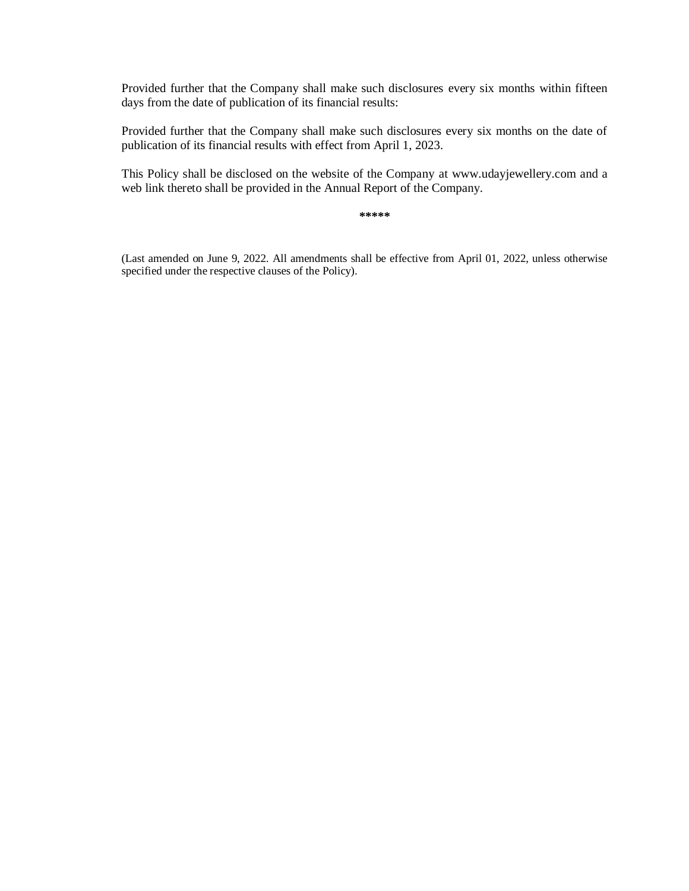Provided further that the Company shall make such disclosures every six months within fifteen days from the date of publication of its financial results:

Provided further that the Company shall make such disclosures every six months on the date of publication of its financial results with effect from April 1, 2023.

This Policy shall be disclosed on the website of the Company at www.udayjewellery.com and a web link thereto shall be provided in the Annual Report of the Company.

**\*\*\*\*\***

(Last amended on June 9, 2022. All amendments shall be effective from April 01, 2022, unless otherwise specified under the respective clauses of the Policy).